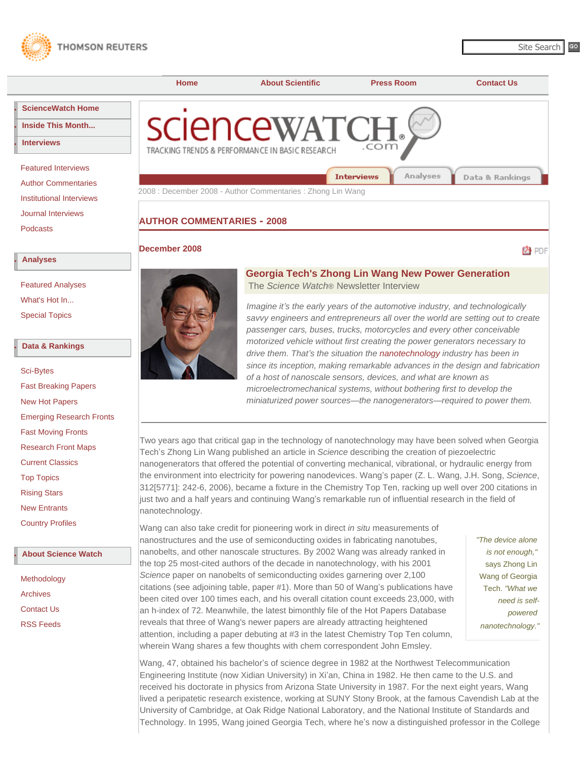THOMSON REUTERS

Home | About Scientific | Press Room | Contact Us

- ScienceWatch Home
- Inside This Month...
- Interviews

Featured Interviews
Author Commentaries
Institutional Interviews
Journal Interviews
Podcasts

- Analyses

Featured Analyses
What's Hot In...
Special Topics

- Data & Rankings

Sci-Bytes
Fast Breaking Papers
New Hot Papers
Emerging Research Fronts
Fast Moving Fronts
Research Front Maps
Current Classics
Top Topics
Rising Stars
New Entrants
Country Profiles

- About Science Watch

Methodology
Archives
Contact Us
RSS Feeds

sciencewatch.com — TRACKING TRENDS & PERFORMANCE IN BASIC RESEARCH

Interviews | Analyses | Data & Rankings

2008 : December 2008 - Author Commentaries : Zhong Lin Wang

## AUTHOR COMMENTARIES - 2008

### December 2008

## Georgia Tech's Zhong Lin Wang New Power Generation

The *Science Watch*® Newsletter Interview

*Imagine it's the early years of the automotive industry, and technologically savvy engineers and entrepreneurs all over the world are setting out to create passenger cars, buses, trucks, motorcycles and every other conceivable motorized vehicle without first creating the power generators necessary to drive them. That's the situation the nanotechnology industry has been in since its inception, making remarkable advances in the design and fabrication of a host of nanoscale sensors, devices, and what are known as microelectromechanical systems, without bothering first to develop the miniaturized power sources—the nanogenerators—required to power them.*

Two years ago that critical gap in the technology of nanotechnology may have been solved when Georgia Tech's Zhong Lin Wang published an article in *Science* describing the creation of piezoelectric nanogenerators that offered the potential of converting mechanical, vibrational, or hydraulic energy from the environment into electricity for powering nanodevices. Wang's paper (Z. L. Wang, J.H. Song, *Science*, 312[5771]: 242-6, 2006), became a fixture in the Chemistry Top Ten, racking up well over 200 citations in just two and a half years and continuing Wang's remarkable run of influential research in the field of nanotechnology.

Wang can also take credit for pioneering work in direct *in situ* measurements of nanostructures and the use of semiconducting oxides in fabricating nanotubes, nanobelts, and other nanoscale structures. By 2002 Wang was already ranked in the top 25 most-cited authors of the decade in nanotechnology, with his 2001 *Science* paper on nanobelts of semiconducting oxides garnering over 2,100 citations (see adjoining table, paper #1). More than 50 of Wang's publications have been cited over 100 times each, and his overall citation count exceeds 23,000, with an h-index of 72. Meanwhile, the latest bimonthly file of the Hot Papers Database reveals that three of Wang's newer papers are already attracting heightened attention, including a paper debuting at #3 in the latest Chemistry Top Ten column, wherein Wang shares a few thoughts with chem correspondent John Emsley.

> *"The device alone is not enough,"* says Zhong Lin Wang of Georgia Tech. *"What we need is self-powered nanotechnology."*

Wang, 47, obtained his bachelor's of science degree in 1982 at the Northwest Telecommunication Engineering Institute (now Xidian University) in Xi'an, China in 1982. He then came to the U.S. and received his doctorate in physics from Arizona State University in 1987. For the next eight years, Wang lived a peripatetic research existence, working at SUNY Stony Brook, at the famous Cavendish Lab at the University of Cambridge, at Oak Ridge National Laboratory, and the National Institute of Standards and Technology. In 1995, Wang joined Georgia Tech, where he's now a distinguished professor in the College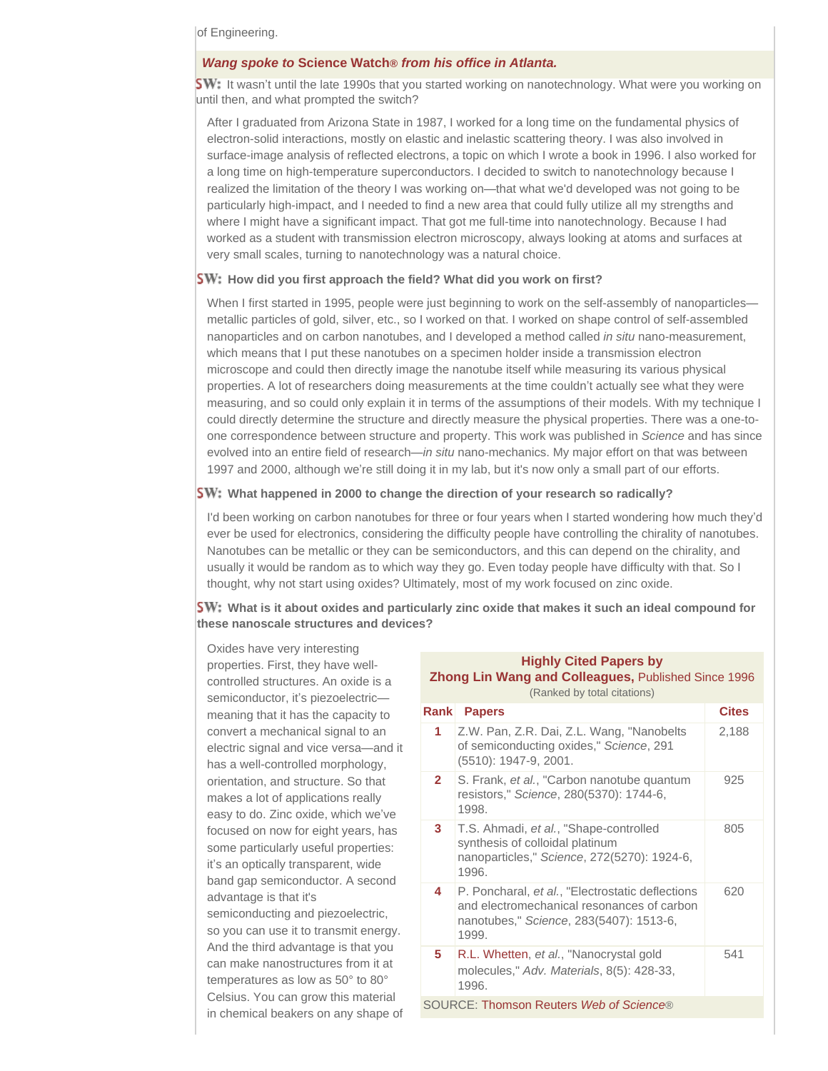of Engineering.

***Wang spoke to* Science Watch® *from his office in Atlanta.***

**SW:** It wasn't until the late 1990s that you started working on nanotechnology. What were you working on until then, and what prompted the switch?

After I graduated from Arizona State in 1987, I worked for a long time on the fundamental physics of electron-solid interactions, mostly on elastic and inelastic scattering theory. I was also involved in surface-image analysis of reflected electrons, a topic on which I wrote a book in 1996. I also worked for a long time on high-temperature superconductors. I decided to switch to nanotechnology because I realized the limitation of the theory I was working on—that what we'd developed was not going to be particularly high-impact, and I needed to find a new area that could fully utilize all my strengths and where I might have a significant impact. That got me full-time into nanotechnology. Because I had worked as a student with transmission electron microscopy, always looking at atoms and surfaces at very small scales, turning to nanotechnology was a natural choice.

**SW: How did you first approach the field? What did you work on first?**

When I first started in 1995, people were just beginning to work on the self-assembly of nanoparticles—metallic particles of gold, silver, etc., so I worked on that. I worked on shape control of self-assembled nanoparticles and on carbon nanotubes, and I developed a method called *in situ* nano-measurement, which means that I put these nanotubes on a specimen holder inside a transmission electron microscope and could then directly image the nanotube itself while measuring its various physical properties. A lot of researchers doing measurements at the time couldn't actually see what they were measuring, and so could only explain it in terms of the assumptions of their models. With my technique I could directly determine the structure and directly measure the physical properties. There was a one-to-one correspondence between structure and property. This work was published in *Science* and has since evolved into an entire field of research—*in situ* nano-mechanics. My major effort on that was between 1997 and 2000, although we're still doing it in my lab, but it's now only a small part of our efforts.

**SW: What happened in 2000 to change the direction of your research so radically?**

I'd been working on carbon nanotubes for three or four years when I started wondering how much they'd ever be used for electronics, considering the difficulty people have controlling the chirality of nanotubes. Nanotubes can be metallic or they can be semiconductors, and this can depend on the chirality, and usually it would be random as to which way they go. Even today people have difficulty with that. So I thought, why not start using oxides? Ultimately, most of my work focused on zinc oxide.

**SW: What is it about oxides and particularly zinc oxide that makes it such an ideal compound for these nanoscale structures and devices?**

Oxides have very interesting properties. First, they have well-controlled structures. An oxide is a semiconductor, it's piezoelectric—meaning that it has the capacity to convert a mechanical signal to an electric signal and vice versa—and it has a well-controlled morphology, orientation, and structure. So that makes a lot of applications really easy to do. Zinc oxide, which we've focused on now for eight years, has some particularly useful properties: it's an optically transparent, wide band gap semiconductor. A second advantage is that it's semiconducting and piezoelectric, so you can use it to transmit energy. And the third advantage is that you can make nanostructures from it at temperatures as low as 50° to 80° Celsius. You can grow this material in chemical beakers on any shape of

**Highly Cited Papers by Zhong Lin Wang and Colleagues,** Published Since 1996
(Ranked by total citations)

| Rank | Papers | Cites |
|---|---|---|
| 1 | Z.W. Pan, Z.R. Dai, Z.L. Wang, "Nanobelts of semiconducting oxides," *Science*, 291 (5510): 1947-9, 2001. | 2,188 |
| 2 | S. Frank, *et al.*, "Carbon nanotube quantum resistors," *Science*, 280(5370): 1744-6, 1998. | 925 |
| 3 | T.S. Ahmadi, *et al.*, "Shape-controlled synthesis of colloidal platinum nanoparticles," *Science*, 272(5270): 1924-6, 1996. | 805 |
| 4 | P. Poncharal, *et al.*, "Electrostatic deflections and electromechanical resonances of carbon nanotubes," *Science*, 283(5407): 1513-6, 1999. | 620 |
| 5 | R.L. Whetten, *et al.*, "Nanocrystal gold molecules," *Adv. Materials*, 8(5): 428-33, 1996. | 541 |

SOURCE: Thomson Reuters *Web of Science*®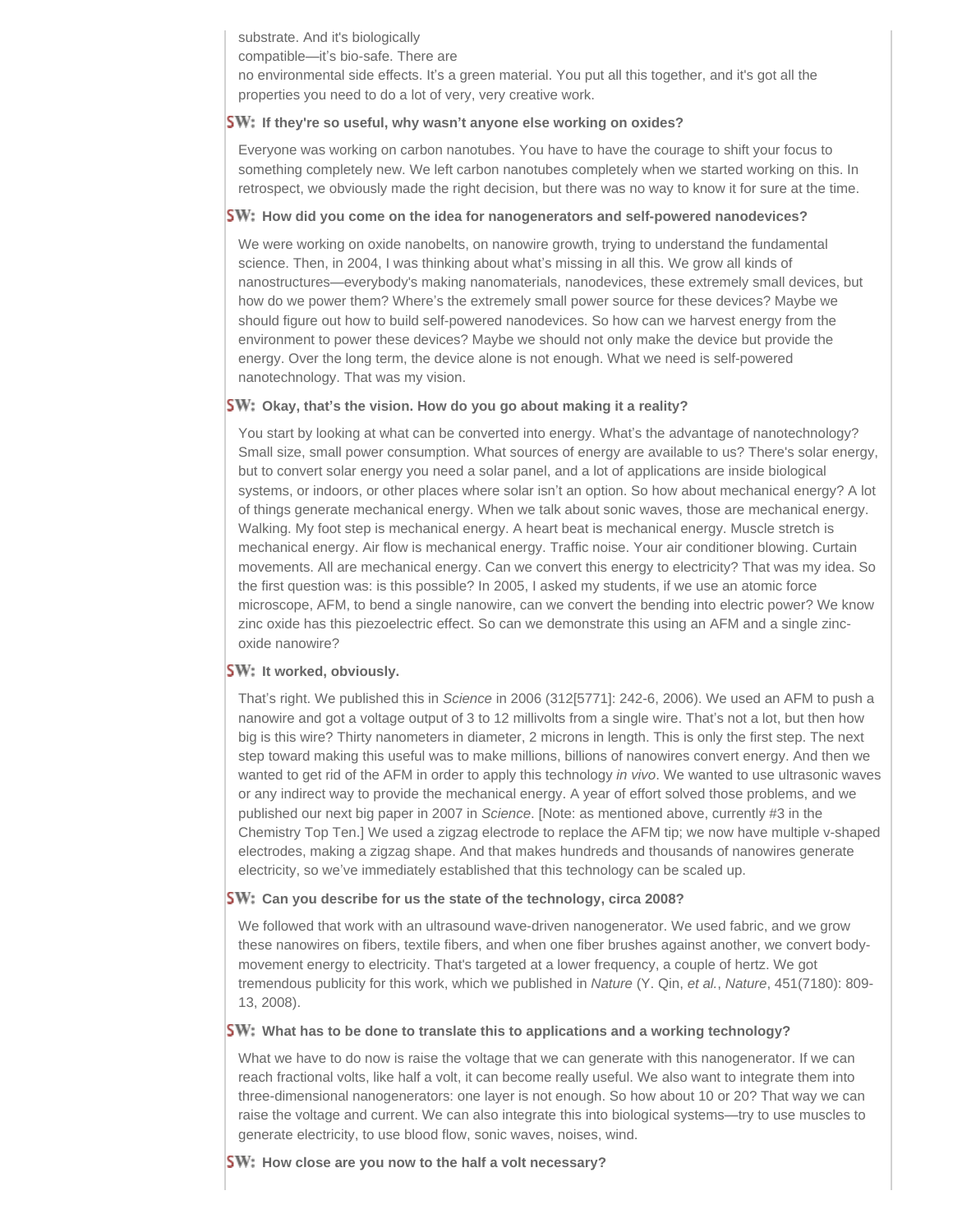substrate. And it's biologically compatible—it's bio-safe. There are no environmental side effects. It's a green material. You put all this together, and it's got all the properties you need to do a lot of very, very creative work.

**SW: If they're so useful, why wasn't anyone else working on oxides?**

Everyone was working on carbon nanotubes. You have to have the courage to shift your focus to something completely new. We left carbon nanotubes completely when we started working on this. In retrospect, we obviously made the right decision, but there was no way to know it for sure at the time.

**SW: How did you come on the idea for nanogenerators and self-powered nanodevices?**

We were working on oxide nanobelts, on nanowire growth, trying to understand the fundamental science. Then, in 2004, I was thinking about what's missing in all this. We grow all kinds of nanostructures—everybody's making nanomaterials, nanodevices, these extremely small devices, but how do we power them? Where's the extremely small power source for these devices? Maybe we should figure out how to build self-powered nanodevices. So how can we harvest energy from the environment to power these devices? Maybe we should not only make the device but provide the energy. Over the long term, the device alone is not enough. What we need is self-powered nanotechnology. That was my vision.

**SW: Okay, that's the vision. How do you go about making it a reality?**

You start by looking at what can be converted into energy. What's the advantage of nanotechnology? Small size, small power consumption. What sources of energy are available to us? There's solar energy, but to convert solar energy you need a solar panel, and a lot of applications are inside biological systems, or indoors, or other places where solar isn't an option. So how about mechanical energy? A lot of things generate mechanical energy. When we talk about sonic waves, those are mechanical energy. Walking. My foot step is mechanical energy. A heart beat is mechanical energy. Muscle stretch is mechanical energy. Air flow is mechanical energy. Traffic noise. Your air conditioner blowing. Curtain movements. All are mechanical energy. Can we convert this energy to electricity? That was my idea. So the first question was: is this possible? In 2005, I asked my students, if we use an atomic force microscope, AFM, to bend a single nanowire, can we convert the bending into electric power? We know zinc oxide has this piezoelectric effect. So can we demonstrate this using an AFM and a single zinc-oxide nanowire?

**SW: It worked, obviously.**

That's right. We published this in *Science* in 2006 (312[5771]: 242-6, 2006). We used an AFM to push a nanowire and got a voltage output of 3 to 12 millivolts from a single wire. That's not a lot, but then how big is this wire? Thirty nanometers in diameter, 2 microns in length. This is only the first step. The next step toward making this useful was to make millions, billions of nanowires convert energy. And then we wanted to get rid of the AFM in order to apply this technology *in vivo*. We wanted to use ultrasonic waves or any indirect way to provide the mechanical energy. A year of effort solved those problems, and we published our next big paper in 2007 in *Science*. [Note: as mentioned above, currently #3 in the Chemistry Top Ten.] We used a zigzag electrode to replace the AFM tip; we now have multiple v-shaped electrodes, making a zigzag shape. And that makes hundreds and thousands of nanowires generate electricity, so we've immediately established that this technology can be scaled up.

**SW: Can you describe for us the state of the technology, circa 2008?**

We followed that work with an ultrasound wave-driven nanogenerator. We used fabric, and we grow these nanowires on fibers, textile fibers, and when one fiber brushes against another, we convert body-movement energy to electricity. That's targeted at a lower frequency, a couple of hertz. We got tremendous publicity for this work, which we published in *Nature* (Y. Qin, *et al.*, *Nature*, 451(7180): 809-13, 2008).

**SW: What has to be done to translate this to applications and a working technology?**

What we have to do now is raise the voltage that we can generate with this nanogenerator. If we can reach fractional volts, like half a volt, it can become really useful. We also want to integrate them into three-dimensional nanogenerators: one layer is not enough. So how about 10 or 20? That way we can raise the voltage and current. We can also integrate this into biological systems—try to use muscles to generate electricity, to use blood flow, sonic waves, noises, wind.

**SW: How close are you now to the half a volt necessary?**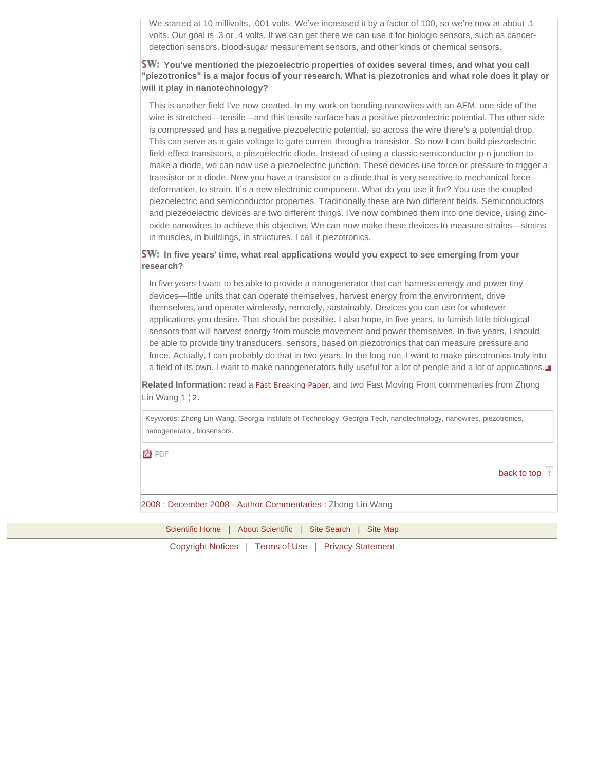We started at 10 millivolts, .001 volts. We've increased it by a factor of 100, so we're now at about .1 volts. Our goal is .3 or .4 volts. If we can get there we can use it for biologic sensors, such as cancer-detection sensors, blood-sugar measurement sensors, and other kinds of chemical sensors.

**SW: You've mentioned the piezoelectric properties of oxides several times, and what you call "piezotronics" is a major focus of your research. What is piezotronics and what role does it play or will it play in nanotechnology?**

This is another field I've now created. In my work on bending nanowires with an AFM, one side of the wire is stretched—tensile—and this tensile surface has a positive piezoelectric potential. The other side is compressed and has a negative piezoelectric potential, so across the wire there's a potential drop. This can serve as a gate voltage to gate current through a transistor. So now I can build piezoelectric field-effect transistors, a piezoelectric diode. Instead of using a classic semiconductor p-n junction to make a diode, we can now use a piezoelectric junction. These devices use force or pressure to trigger a transistor or a diode. Now you have a transistor or a diode that is very sensitive to mechanical force deformation, to strain. It's a new electronic component. What do you use it for? You use the coupled piezoelectric and semiconductor properties. Traditionally these are two different fields. Semiconductors and piezoeelectric devices are two different things. I've now combined them into one device, using zinc-oxide nanowires to achieve this objective. We can now make these devices to measure strains—strains in muscles, in buildings, in structures. I call it piezotronics.

**SW: In five years' time, what real applications would you expect to see emerging from your research?**

In five years I want to be able to provide a nanogenerator that can harness energy and power tiny devices—little units that can operate themselves, harvest energy from the environment, drive themselves, and operate wirelessly, remotely, sustainably. Devices you can use for whatever applications you desire. That should be possible. I also hope, in five years, to furnish little biological sensors that will harvest energy from muscle movement and power themselves. In five years, I should be able to provide tiny transducers, sensors, based on piezotronics that can measure pressure and force. Actually, I can probably do that in two years. In the long run, I want to make piezotronics truly into a field of its own. I want to make nanogenerators fully useful for a lot of people and a lot of applications.

**Related Information:** read a Fast Breaking Paper, and two Fast Moving Front commentaries from Zhong Lin Wang 1 ¦ 2.

Keywords: Zhong Lin Wang, Georgia Institute of Technology, Georgia Tech, nanotechnology, nanowires, piezotronics, nanogenerator, biosensors.

PDF

back to top

2008 : December 2008 - Author Commentaries : Zhong Lin Wang

Scientific Home | About Scientific | Site Search | Site Map

Copyright Notices | Terms of Use | Privacy Statement